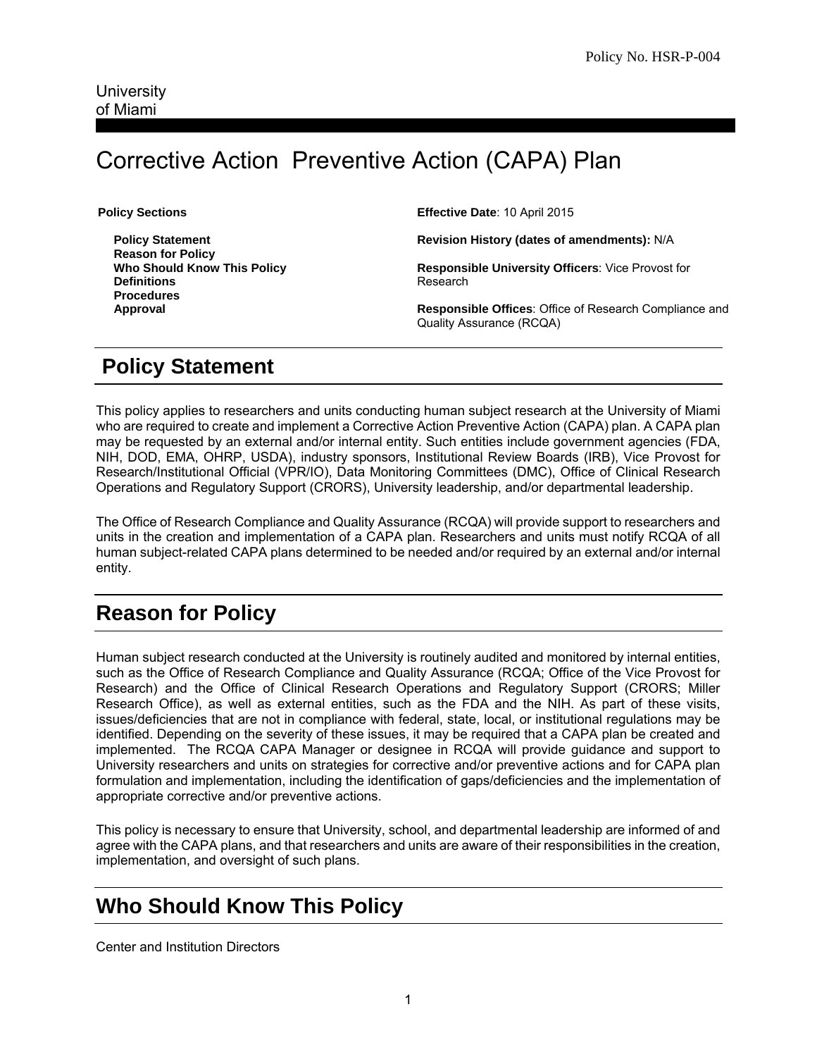Policy No. HSR-P-004

University
of Miami

# Corrective Action Preventive Action (CAPA) Plan

**Policy Sections**

**Policy Statement**
**Reason for Policy**
**Who Should Know This Policy**
**Definitions**
**Procedures**
**Approval**

**Effective Date**: 10 April 2015

**Revision History (dates of amendments):** N/A

**Responsible University Officers**: Vice Provost for Research

**Responsible Offices**: Office of Research Compliance and Quality Assurance (RCQA)

## Policy Statement

This policy applies to researchers and units conducting human subject research at the University of Miami who are required to create and implement a Corrective Action Preventive Action (CAPA) plan. A CAPA plan may be requested by an external and/or internal entity. Such entities include government agencies (FDA, NIH, DOD, EMA, OHRP, USDA), industry sponsors, Institutional Review Boards (IRB), Vice Provost for Research/Institutional Official (VPR/IO), Data Monitoring Committees (DMC), Office of Clinical Research Operations and Regulatory Support (CRORS), University leadership, and/or departmental leadership.

The Office of Research Compliance and Quality Assurance (RCQA) will provide support to researchers and units in the creation and implementation of a CAPA plan. Researchers and units must notify RCQA of all human subject-related CAPA plans determined to be needed and/or required by an external and/or internal entity.

## Reason for Policy

Human subject research conducted at the University is routinely audited and monitored by internal entities, such as the Office of Research Compliance and Quality Assurance (RCQA; Office of the Vice Provost for Research) and the Office of Clinical Research Operations and Regulatory Support (CRORS; Miller Research Office), as well as external entities, such as the FDA and the NIH. As part of these visits, issues/deficiencies that are not in compliance with federal, state, local, or institutional regulations may be identified. Depending on the severity of these issues, it may be required that a CAPA plan be created and implemented. The RCQA CAPA Manager or designee in RCQA will provide guidance and support to University researchers and units on strategies for corrective and/or preventive actions and for CAPA plan formulation and implementation, including the identification of gaps/deficiencies and the implementation of appropriate corrective and/or preventive actions.

This policy is necessary to ensure that University, school, and departmental leadership are informed of and agree with the CAPA plans, and that researchers and units are aware of their responsibilities in the creation, implementation, and oversight of such plans.

## Who Should Know This Policy

Center and Institution Directors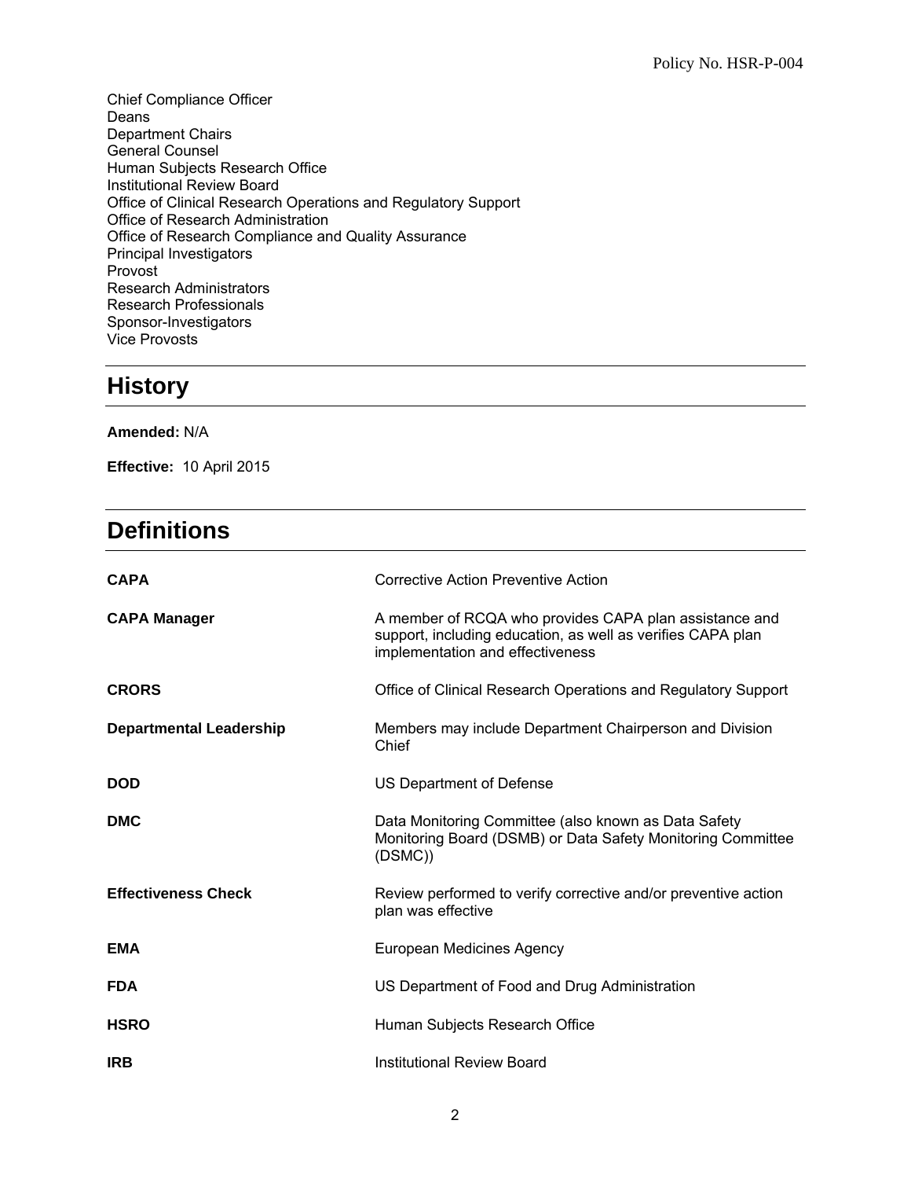Chief Compliance Officer
Deans
Department Chairs
General Counsel
Human Subjects Research Office
Institutional Review Board
Office of Clinical Research Operations and Regulatory Support
Office of Research Administration
Office of Research Compliance and Quality Assurance
Principal Investigators
Provost
Research Administrators
Research Professionals
Sponsor-Investigators
Vice Provosts

## History

**Amended:** N/A

**Effective:** 10 April 2015

## Definitions

| | |
|---|---|
| **CAPA** | Corrective Action Preventive Action |
| **CAPA Manager** | A member of RCQA who provides CAPA plan assistance and support, including education, as well as verifies CAPA plan implementation and effectiveness |
| **CRORS** | Office of Clinical Research Operations and Regulatory Support |
| **Departmental Leadership** | Members may include Department Chairperson and Division Chief |
| **DOD** | US Department of Defense |
| **DMC** | Data Monitoring Committee (also known as Data Safety Monitoring Board (DSMB) or Data Safety Monitoring Committee (DSMC)) |
| **Effectiveness Check** | Review performed to verify corrective and/or preventive action plan was effective |
| **EMA** | European Medicines Agency |
| **FDA** | US Department of Food and Drug Administration |
| **HSRO** | Human Subjects Research Office |
| **IRB** | Institutional Review Board |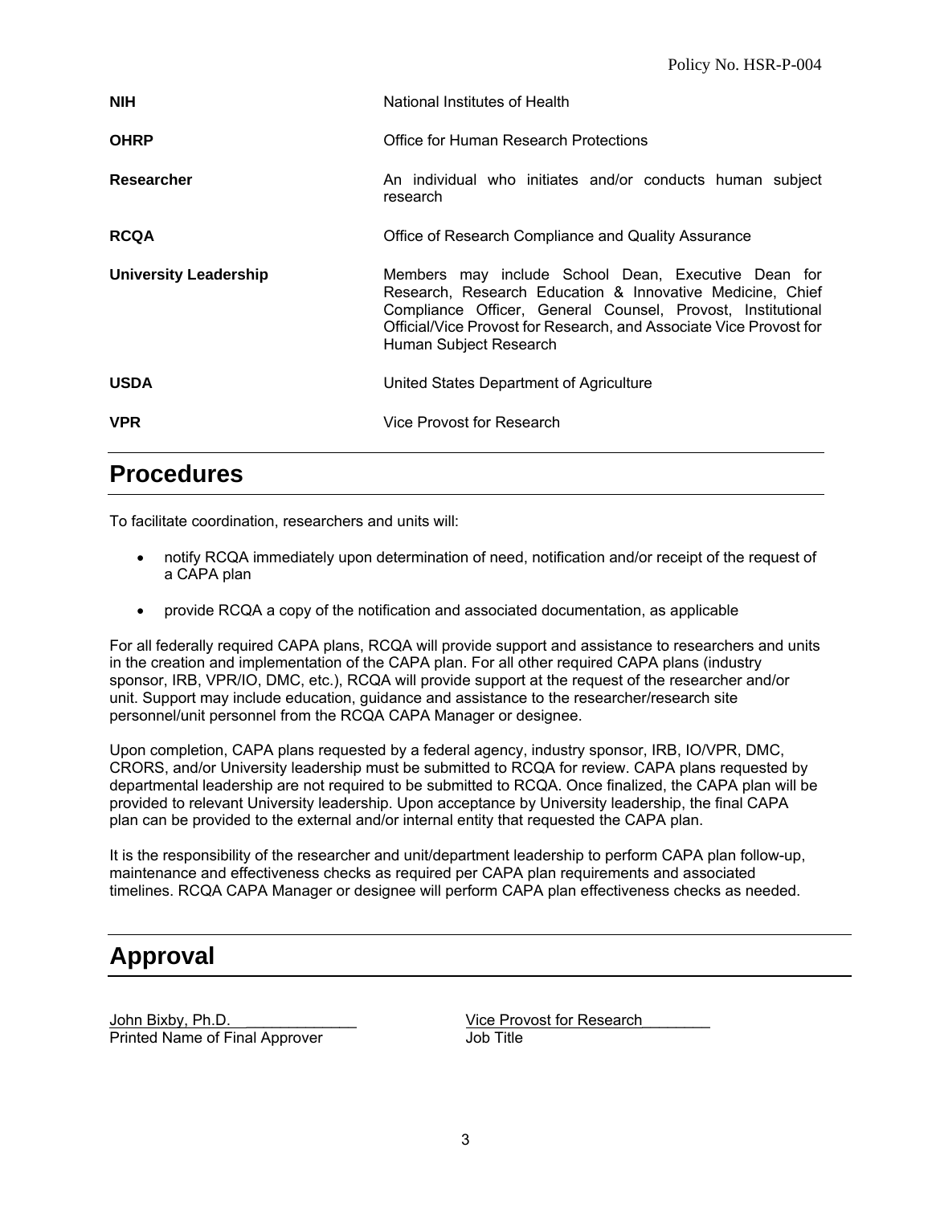| | |
|---|---|
| **NIH** | National Institutes of Health |
| **OHRP** | Office for Human Research Protections |
| **Researcher** | An individual who initiates and/or conducts human subject research |
| **RCQA** | Office of Research Compliance and Quality Assurance |
| **University Leadership** | Members may include School Dean, Executive Dean for Research, Research Education & Innovative Medicine, Chief Compliance Officer, General Counsel, Provost, Institutional Official/Vice Provost for Research, and Associate Vice Provost for Human Subject Research |
| **USDA** | United States Department of Agriculture |
| **VPR** | Vice Provost for Research |

## Procedures

To facilitate coordination, researchers and units will:

- notify RCQA immediately upon determination of need, notification and/or receipt of the request of a CAPA plan
- provide RCQA a copy of the notification and associated documentation, as applicable

For all federally required CAPA plans, RCQA will provide support and assistance to researchers and units in the creation and implementation of the CAPA plan. For all other required CAPA plans (industry sponsor, IRB, VPR/IO, DMC, etc.), RCQA will provide support at the request of the researcher and/or unit. Support may include education, guidance and assistance to the researcher/research site personnel/unit personnel from the RCQA CAPA Manager or designee.

Upon completion, CAPA plans requested by a federal agency, industry sponsor, IRB, IO/VPR, DMC, CRORS, and/or University leadership must be submitted to RCQA for review. CAPA plans requested by departmental leadership are not required to be submitted to RCQA. Once finalized, the CAPA plan will be provided to relevant University leadership. Upon acceptance by University leadership, the final CAPA plan can be provided to the external and/or internal entity that requested the CAPA plan.

It is the responsibility of the researcher and unit/department leadership to perform CAPA plan follow-up, maintenance and effectiveness checks as required per CAPA plan requirements and associated timelines. RCQA CAPA Manager or designee will perform CAPA plan effectiveness checks as needed.

## Approval

| | |
|---|---|
| John Bixby, Ph.D. | Vice Provost for Research |
| Printed Name of Final Approver | Job Title |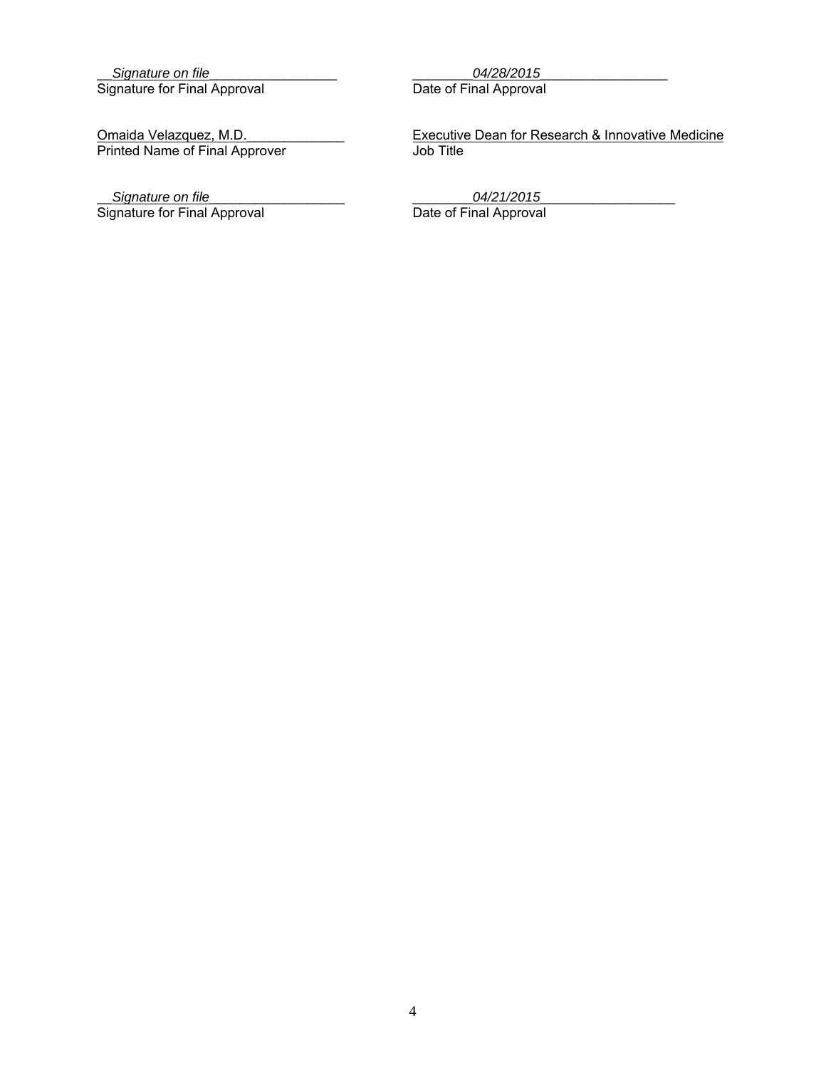*Signature on file* &nbsp;&nbsp;&nbsp;&nbsp;&nbsp;&nbsp;&nbsp;&nbsp;&nbsp;&nbsp; *04/28/2015*

Signature for Final Approval &nbsp;&nbsp;&nbsp;&nbsp;&nbsp;&nbsp;&nbsp;&nbsp;&nbsp;&nbsp; Date of Final Approval

Omaida Velazquez, M.D. &nbsp;&nbsp;&nbsp;&nbsp;&nbsp;&nbsp;&nbsp;&nbsp;&nbsp;&nbsp; Executive Dean for Research & Innovative Medicine

Printed Name of Final Approver &nbsp;&nbsp;&nbsp;&nbsp;&nbsp;&nbsp;&nbsp;&nbsp;&nbsp;&nbsp; Job Title

*Signature on file* &nbsp;&nbsp;&nbsp;&nbsp;&nbsp;&nbsp;&nbsp;&nbsp;&nbsp;&nbsp; *04/21/2015*

Signature for Final Approval &nbsp;&nbsp;&nbsp;&nbsp;&nbsp;&nbsp;&nbsp;&nbsp;&nbsp;&nbsp; Date of Final Approval